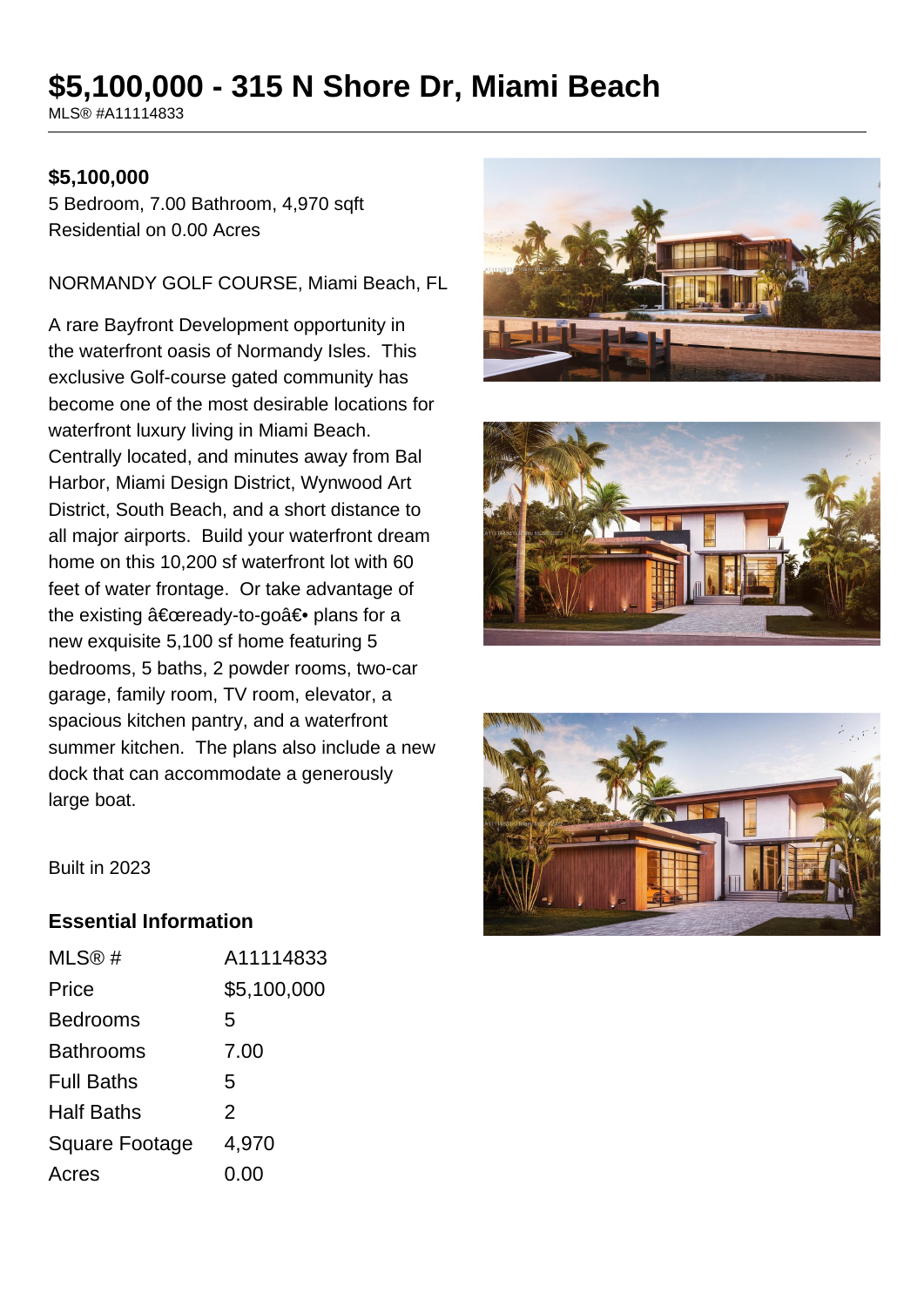# $5,100,000 - 315 N Shore Dr, Miami Beach

MLS® #A11114833

**$5,100,000**

5 Bedroom, 7.00 Bathroom, 4,970 sqft
Residential on 0.00 Acres

NORMANDY GOLF COURSE, Miami Beach, FL

A rare Bayfront Development opportunity in the waterfront oasis of Normandy Isles. This exclusive Golf-course gated community has become one of the most desirable locations for waterfront luxury living in Miami Beach. Centrally located, and minutes away from Bal Harbor, Miami Design District, Wynwood Art District, South Beach, and a short distance to all major airports. Build your waterfront dream home on this 10,200 sf waterfront lot with 60 feet of water frontage. Or take advantage of the existing â€œready-to-goâ€• plans for a new exquisite 5,100 sf home featuring 5 bedrooms, 5 baths, 2 powder rooms, two-car garage, family room, TV room, elevator, a spacious kitchen pantry, and a waterfront summer kitchen. The plans also include a new dock that can accommodate a generously large boat.

Built in 2023

## Essential Information

| | |
|---|---|
| MLS® # | A11114833 |
| Price | $5,100,000 |
| Bedrooms | 5 |
| Bathrooms | 7.00 |
| Full Baths | 5 |
| Half Baths | 2 |
| Square Footage | 4,970 |
| Acres | 0.00 |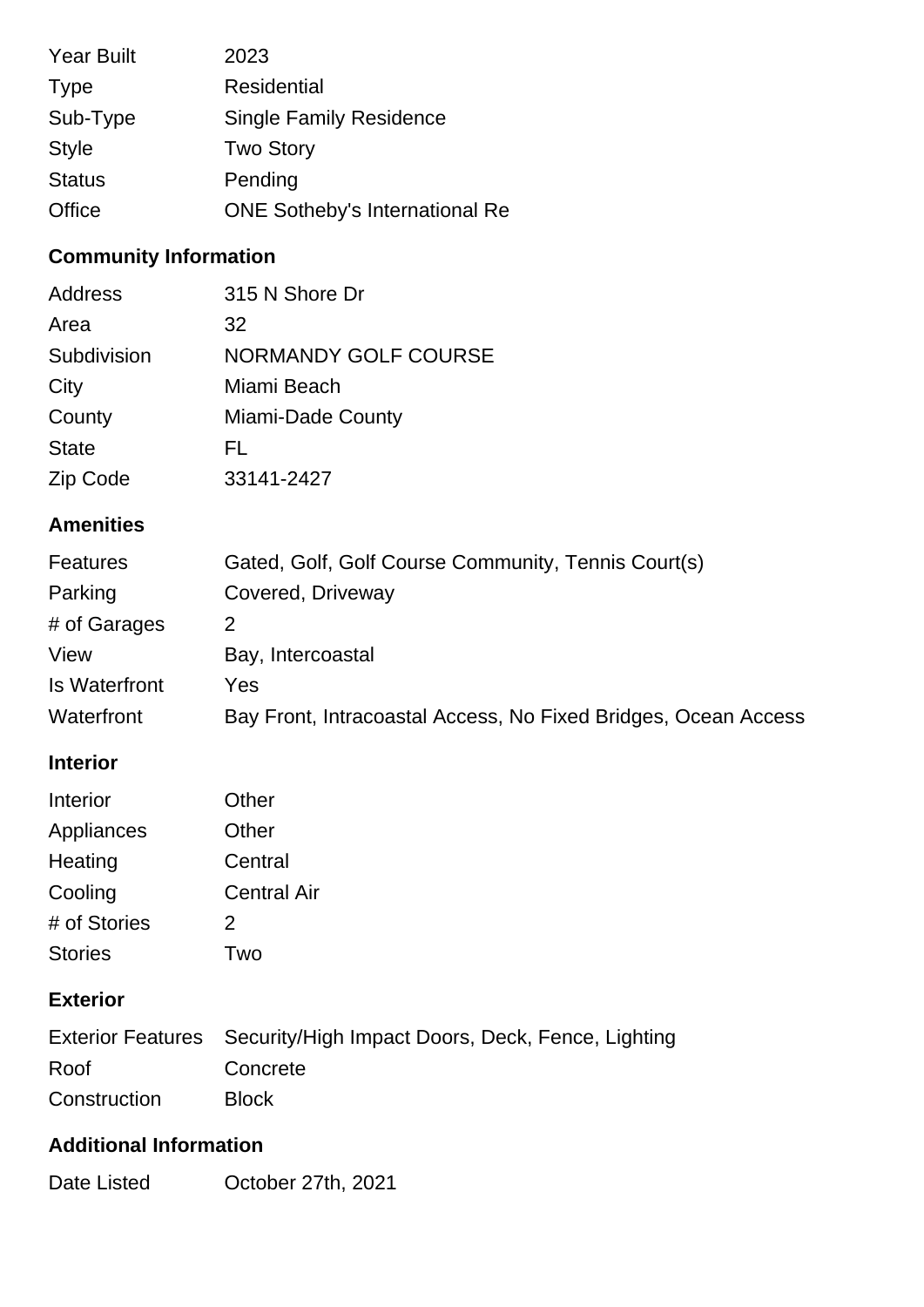| | |
|---|---|
| Year Built | 2023 |
| Type | Residential |
| Sub-Type | Single Family Residence |
| Style | Two Story |
| Status | Pending |
| Office | ONE Sotheby's International Re |

## Community Information

| | |
|---|---|
| Address | 315 N Shore Dr |
| Area | 32 |
| Subdivision | NORMANDY GOLF COURSE |
| City | Miami Beach |
| County | Miami-Dade County |
| State | FL |
| Zip Code | 33141-2427 |

## Amenities

| | |
|---|---|
| Features | Gated, Golf, Golf Course Community, Tennis Court(s) |
| Parking | Covered, Driveway |
| # of Garages | 2 |
| View | Bay, Intercoastal |
| Is Waterfront | Yes |
| Waterfront | Bay Front, Intracoastal Access, No Fixed Bridges, Ocean Access |

## Interior

| | |
|---|---|
| Interior | Other |
| Appliances | Other |
| Heating | Central |
| Cooling | Central Air |
| # of Stories | 2 |
| Stories | Two |

## Exterior

| | |
|---|---|
| Exterior Features | Security/High Impact Doors, Deck, Fence, Lighting |
| Roof | Concrete |
| Construction | Block |

## Additional Information

| | |
|---|---|
| Date Listed | October 27th, 2021 |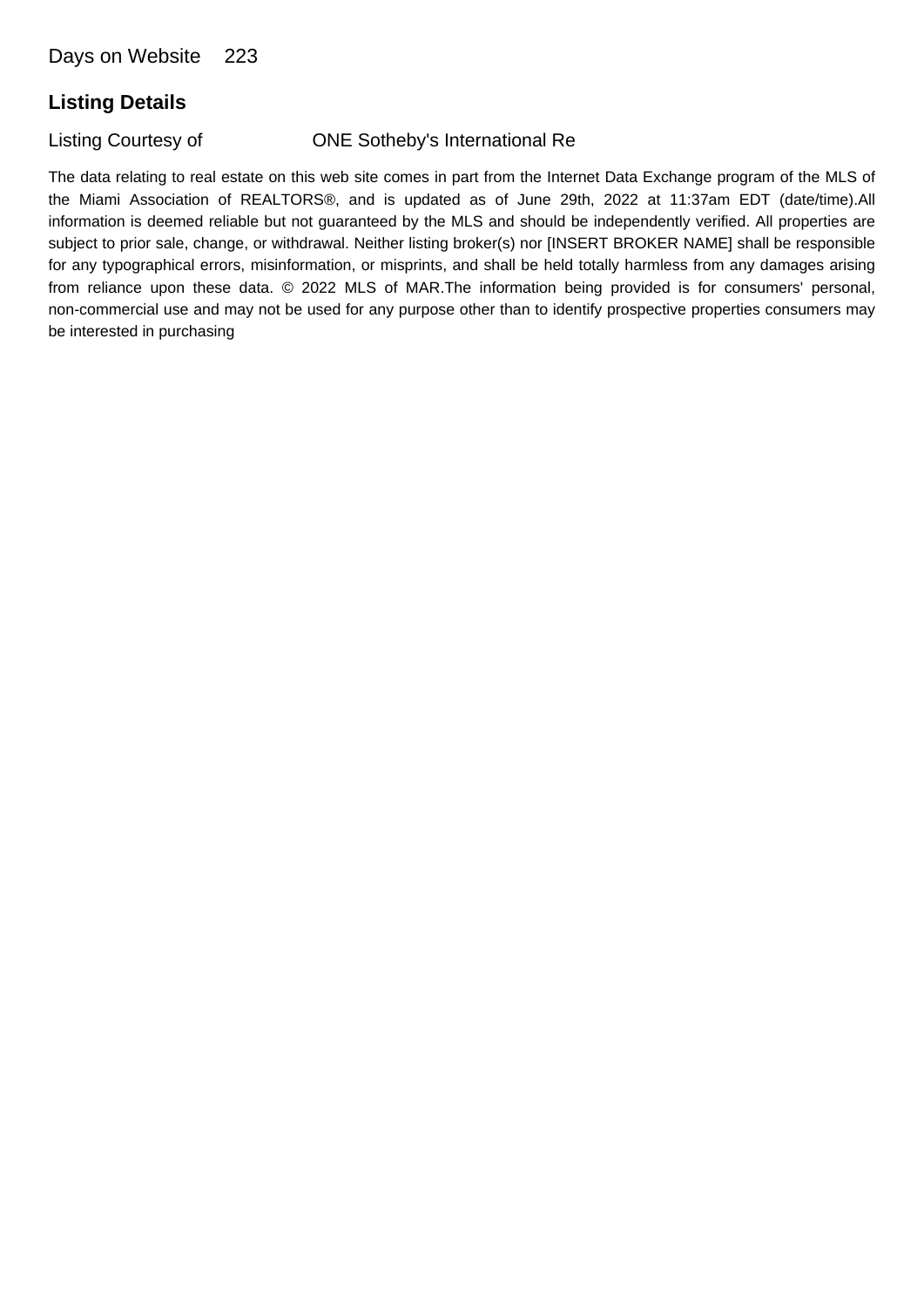Days on Website 223

## Listing Details

Listing Courtesy of ONE Sotheby's International Re

The data relating to real estate on this web site comes in part from the Internet Data Exchange program of the MLS of the Miami Association of REALTORS®, and is updated as of June 29th, 2022 at 11:37am EDT (date/time).All information is deemed reliable but not guaranteed by the MLS and should be independently verified. All properties are subject to prior sale, change, or withdrawal. Neither listing broker(s) nor [INSERT BROKER NAME] shall be responsible for any typographical errors, misinformation, or misprints, and shall be held totally harmless from any damages arising from reliance upon these data. © 2022 MLS of MAR.The information being provided is for consumers' personal, non-commercial use and may not be used for any purpose other than to identify prospective properties consumers may be interested in purchasing